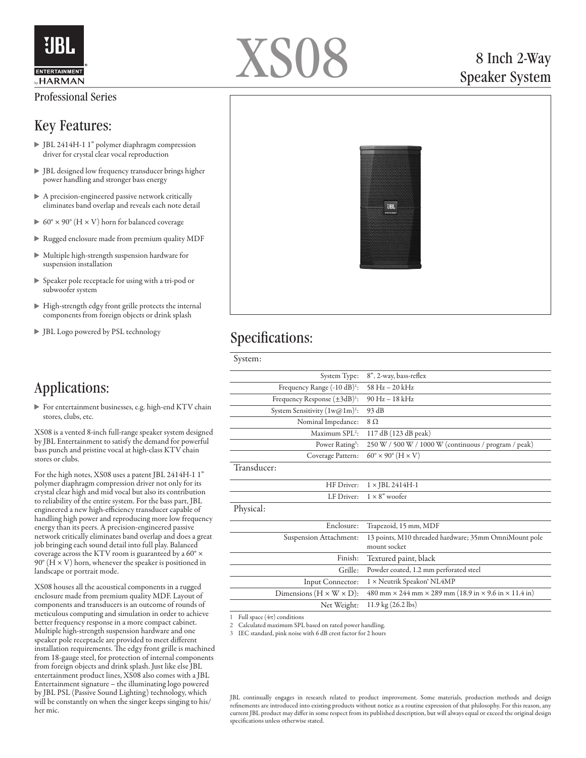# XS08

## 8 Inch 2-Way Speaker System

Professional Series

## Key Features:

- JBL 2414H-1 1" polymer diaphragm compression driver for crystal clear vocal reproduction
- JBL designed low frequency transducer brings higher power handling and stronger bass energy
- A precision-engineered passive network critically eliminates band overlap and reveals each note detail
- 60° × 90° (H × V) horn for balanced coverage
- Rugged enclosure made from premium quality MDF
- Multiple high-strength suspension hardware for suspension installation
- Speaker pole receptacle for using with a tri-pod or subwoofer system
- High-strength edgy front grille protects the internal components from foreign objects or drink splash
- JBL Logo powered by PSL technology

## Applications:

- For entertainment businesses, e.g. high-end KTV chain stores, clubs, etc.

XS08 is a vented 8-inch full-range speaker system designed by JBL Entertainment to satisfy the demand for powerful bass punch and pristine vocal at high-class KTV chain stores or clubs.

For the high notes, XS08 uses a patent JBL 2414H-1 1" polymer diaphragm compression driver not only for its crystal clear high and mid vocal but also its contribution to reliability of the entire system. For the bass part, JBL engineered a new high-efficiency transducer capable of handling high power and reproducing more low frequency energy than its peers. A precision-engineered passive network critically eliminates band overlap and does a great job bringing each sound detail into full play. Balanced coverage across the KTV room is guaranteed by a 60° × 90° (H × V) horn, whenever the speaker is positioned in landscape or portrait mode.

XS08 houses all the acoustical components in a rugged enclosure made from premium quality MDF. Layout of components and transducers is an outcome of rounds of meticulous computing and simulation in order to achieve better frequency response in a more compact cabinet. Multiple high-strength suspension hardware and one speaker pole receptacle are provided to meet different installation requirements. The edgy front grille is machined from 18-gauge steel, for protection of internal components from foreign objects and drink splash. Just like else JBL entertainment product lines, XS08 also comes with a JBL Entertainment signature – the illuminating logo powered by JBL PSL (Passive Sound Lighting) technology, which will be constantly on when the singer keeps singing to his/her mic.

## Specifications:

| System: | |
|---|---|
| System Type: | 8", 2-way, bass-reflex |
| Frequency Range (-10 dB)[1]: | 58 Hz – 20 kHz |
| Frequency Response (±3dB)[1]: | 90 Hz – 18 kHz |
| System Sensitivity (1w@1m)[1]: | 93 dB |
| Nominal Impedance: | 8 Ω |
| Maximum SPL[2]: | 117 dB (123 dB peak) |
| Power Rating[3]: | 250 W / 500 W / 1000 W (continuous / program / peak) |
| Coverage Pattern: | 60° × 90° (H × V) |
| **Transducer:** | |
| HF Driver: | 1 × JBL 2414H-1 |
| LF Driver: | 1 × 8" woofer |
| **Physical:** | |
| Enclosure: | Trapezoid, 15 mm, MDF |
| Suspension Attachment: | 13 points, M10 threaded hardware; 35mm OmniMount pole mount socket |
| Finish: | Textured paint, black |
| Grille: | Powder coated, 1.2 mm perforated steel |
| Input Connector: | 1 × Neutrik Speakon® NL4MP |
| Dimensions (H × W × D): | 480 mm × 244 mm × 289 mm (18.9 in × 9.6 in × 11.4 in) |
| Net Weight: | 11.9 kg (26.2 lbs) |

1 Full space (4π) conditions
2 Calculated maximum SPL based on rated power handling.
3 IEC standard, pink noise with 6 dB crest factor for 2 hours

JBL continually engages in research related to product improvement. Some materials, production methods and design refinements are introduced into existing products without notice as a routine expression of that philosophy. For this reason, any current JBL product may differ in some respect from its published description, but will always equal or exceed the original design specifications unless otherwise stated.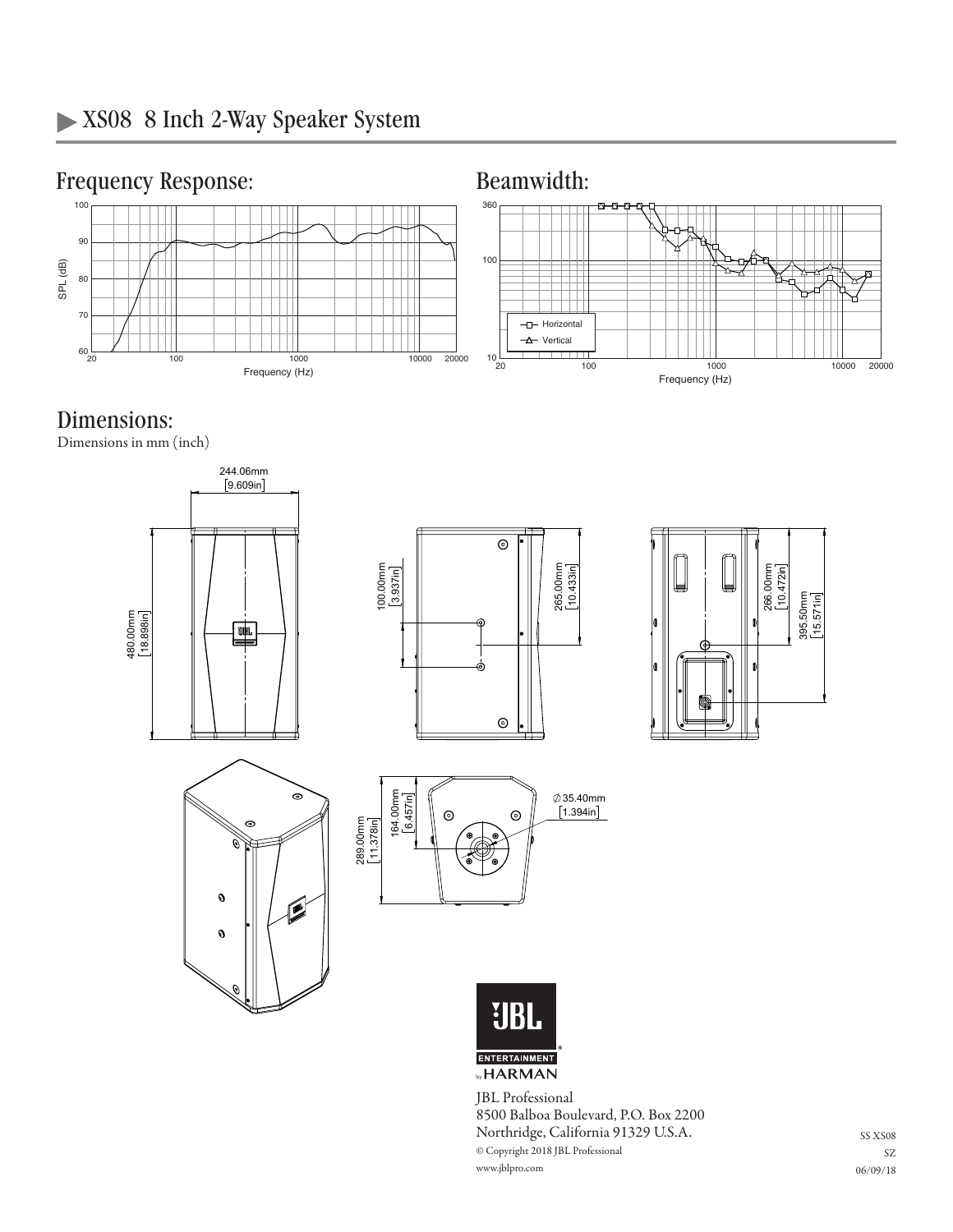# ▶ XS08 8 Inch 2-Way Speaker System

## Frequency Response:

100
90
80
70
60
SPL (dB)
20
100
1000
10000
20000
Frequency (Hz)

## Beamwidth:

360
100
10
Horizontal
Vertical
20
100
1000
10000
20000
Frequency (Hz)

## Dimensions:

Dimensions in mm (inch)

244.06mm [9.609in]
480.00mm [18.898in]
100.00mm [3.937in]
265.00mm [10.433in]
266.00mm [10.472in]
395.50mm [15.571in]
289.00mm [11.378in]
164.00mm [6.457in]
∅35.40mm [1.394in]

JBL ENTERTAINMENT by HARMAN

JBL Professional
8500 Balboa Boulevard, P.O. Box 2200
Northridge, California 91329 U.S.A.
© Copyright 2018 JBL Professional
www.jblpro.com

SS XS08
SZ
06/09/18